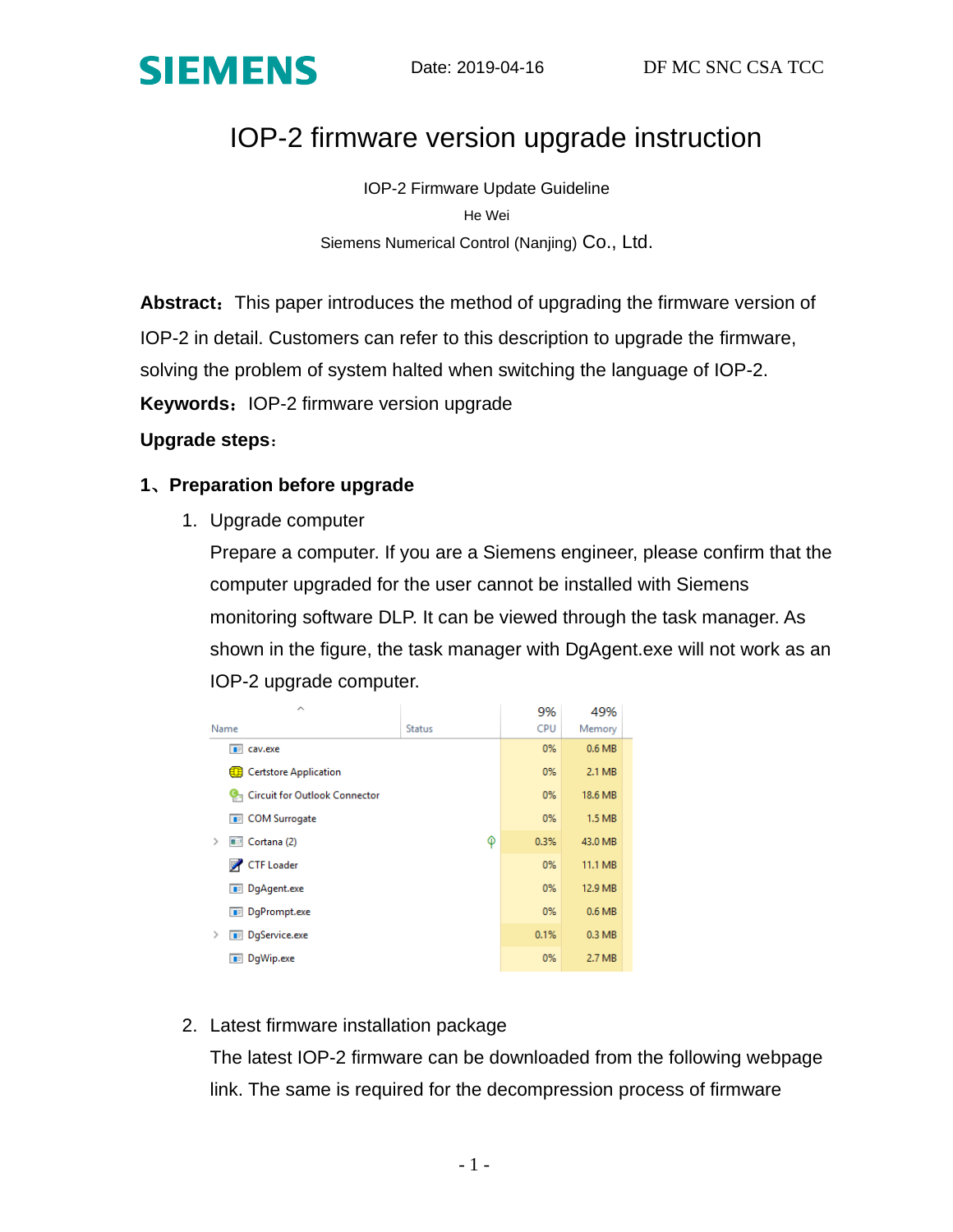SIEMENS Date: 2019-04-16 DF MC SNC CSA TCC

# IOP-2 firmware version upgrade instruction

IOP-2 Firmware Update Guideline

He Wei

Siemens Numerical Control (Nanjing) Co., Ltd.

**Abstract：** This paper introduces the method of upgrading the firmware version of IOP-2 in detail. Customers can refer to this description to upgrade the firmware, solving the problem of system halted when switching the language of IOP-2.

**Keywords：** IOP-2 firmware version upgrade

**Upgrade steps：**

## 1、Preparation before upgrade

1. Upgrade computer

   Prepare a computer. If you are a Siemens engineer, please confirm that the computer upgraded for the user cannot be installed with Siemens monitoring software DLP. It can be viewed through the task manager. As shown in the figure, the task manager with DgAgent.exe will not work as an IOP-2 upgrade computer.

| Name | Status | 9% CPU | 49% Memory |
|---|---|---|---|
| cav.exe | | 0% | 0.6 MB |
| Certstore Application | | 0% | 2.1 MB |
| Circuit for Outlook Connector | | 0% | 18.6 MB |
| COM Surrogate | | 0% | 1.5 MB |
| Cortana (2) | | 0.3% | 43.0 MB |
| CTF Loader | | 0% | 11.1 MB |
| DgAgent.exe | | 0% | 12.9 MB |
| DgPrompt.exe | | 0% | 0.6 MB |
| DgService.exe | | 0.1% | 0.3 MB |
| DgWip.exe | | 0% | 2.7 MB |

2. Latest firmware installation package

   The latest IOP-2 firmware can be downloaded from the following webpage link. The same is required for the decompression process of firmware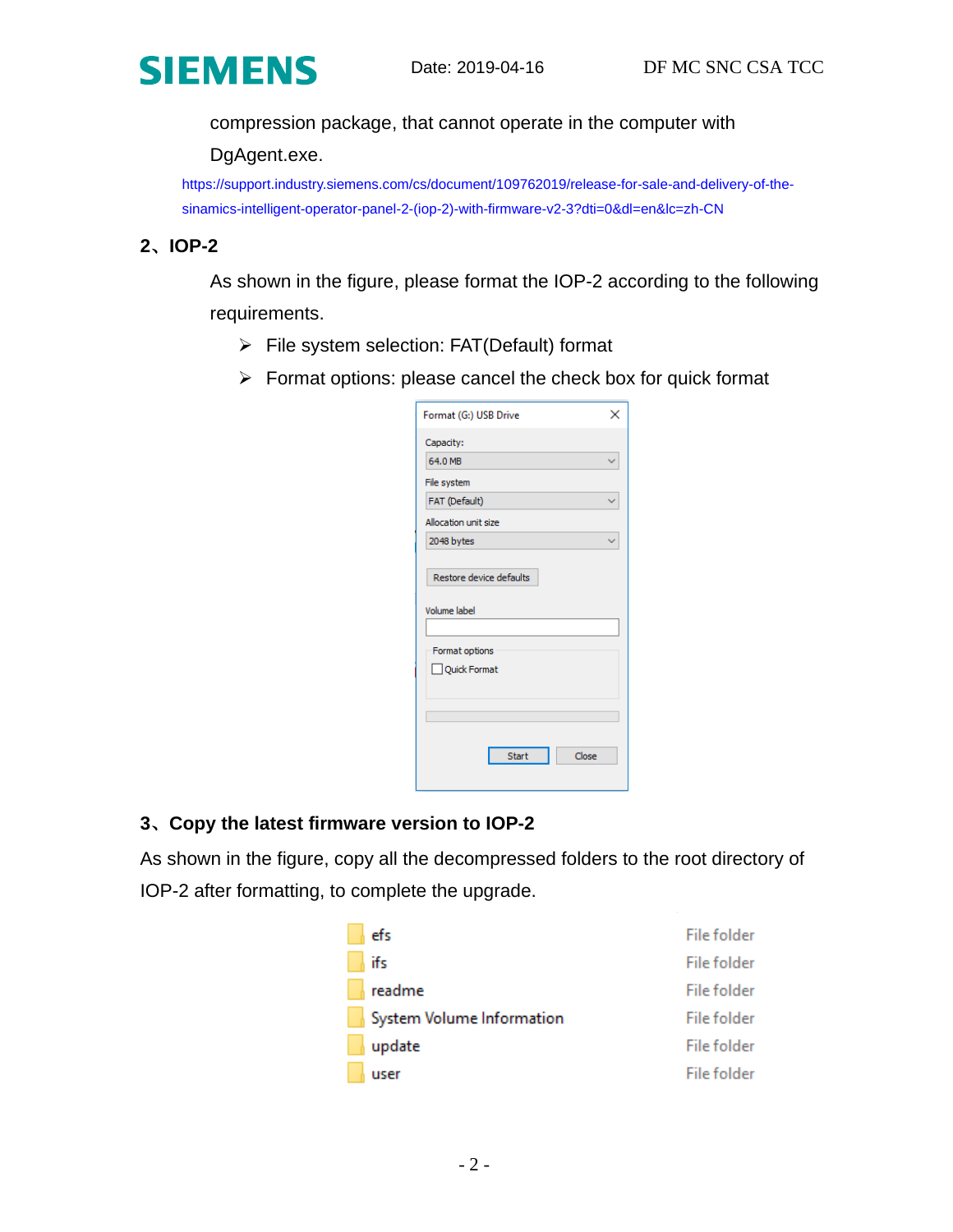compression package, that cannot operate in the computer with DgAgent.exe.

https://support.industry.siemens.com/cs/document/109762019/release-for-sale-and-delivery-of-the-sinamics-intelligent-operator-panel-2-(iop-2)-with-firmware-v2-3?dti=0&dl=en&lc=zh-CN

## 2、IOP-2

As shown in the figure, please format the IOP-2 according to the following requirements.

- File system selection: FAT(Default) format
- Format options: please cancel the check box for quick format

Format (G:) USB Drive

Capacity:

64.0 MB

File system

FAT (Default)

Allocation unit size

2048 bytes

Restore device defaults

Volume label

Format options

Quick Format

Start

Close

## 3、Copy the latest firmware version to IOP-2

As shown in the figure, copy all the decompressed folders to the root directory of IOP-2 after formatting, to complete the upgrade.

| | |
|---|---|
| efs | File folder |
| ifs | File folder |
| readme | File folder |
| System Volume Information | File folder |
| update | File folder |
| user | File folder |